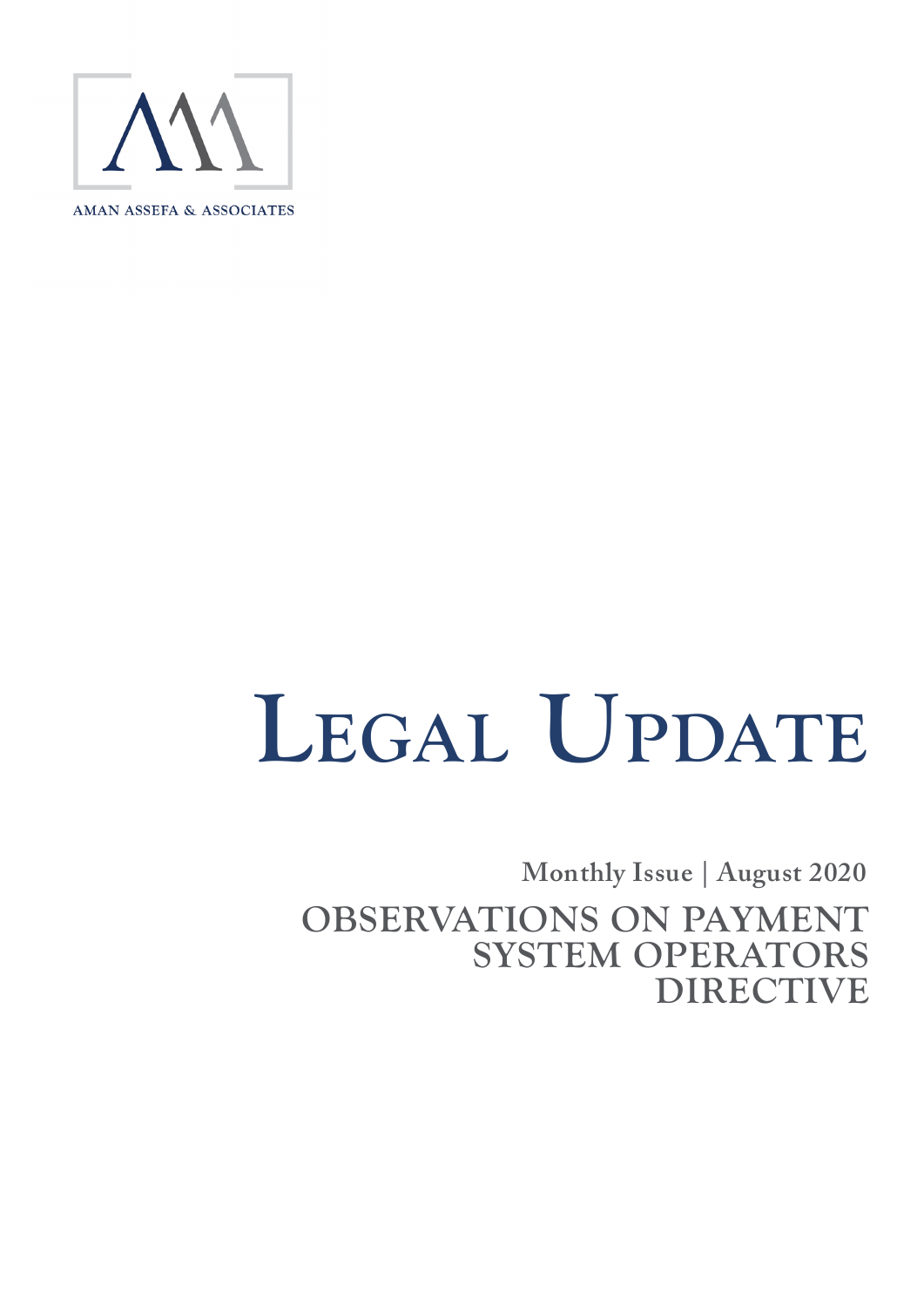AMAN ASSEFA & ASSOCIATES

# LEGAL UPDATE

**Monthly Issue | August 2020**

## OBSERVATIONS ON PAYMENT SYSTEM OPERATORS DIRECTIVE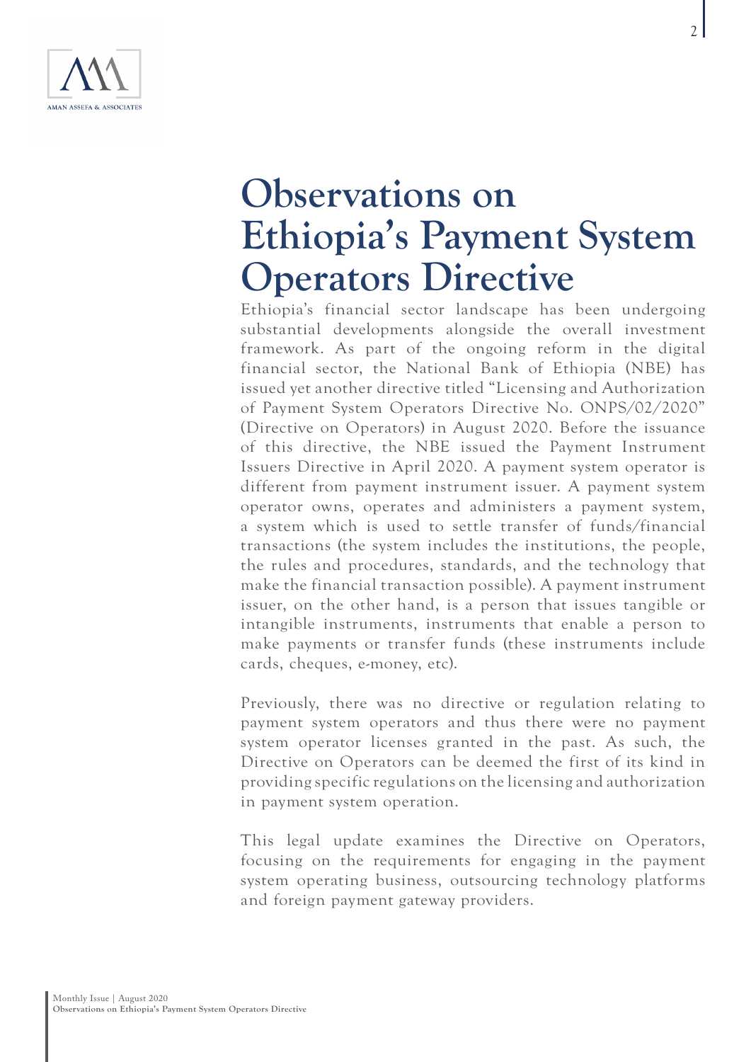# Observations on Ethiopia's Payment System Operators Directive

Ethiopia's financial sector landscape has been undergoing substantial developments alongside the overall investment framework. As part of the ongoing reform in the digital financial sector, the National Bank of Ethiopia (NBE) has issued yet another directive titled "Licensing and Authorization of Payment System Operators Directive No. ONPS/02/2020" (Directive on Operators) in August 2020. Before the issuance of this directive, the NBE issued the Payment Instrument Issuers Directive in April 2020. A payment system operator is different from payment instrument issuer. A payment system operator owns, operates and administers a payment system, a system which is used to settle transfer of funds/financial transactions (the system includes the institutions, the people, the rules and procedures, standards, and the technology that make the financial transaction possible). A payment instrument issuer, on the other hand, is a person that issues tangible or intangible instruments, instruments that enable a person to make payments or transfer funds (these instruments include cards, cheques, e-money, etc).

Previously, there was no directive or regulation relating to payment system operators and thus there were no payment system operator licenses granted in the past. As such, the Directive on Operators can be deemed the first of its kind in providing specific regulations on the licensing and authorization in payment system operation.

This legal update examines the Directive on Operators, focusing on the requirements for engaging in the payment system operating business, outsourcing technology platforms and foreign payment gateway providers.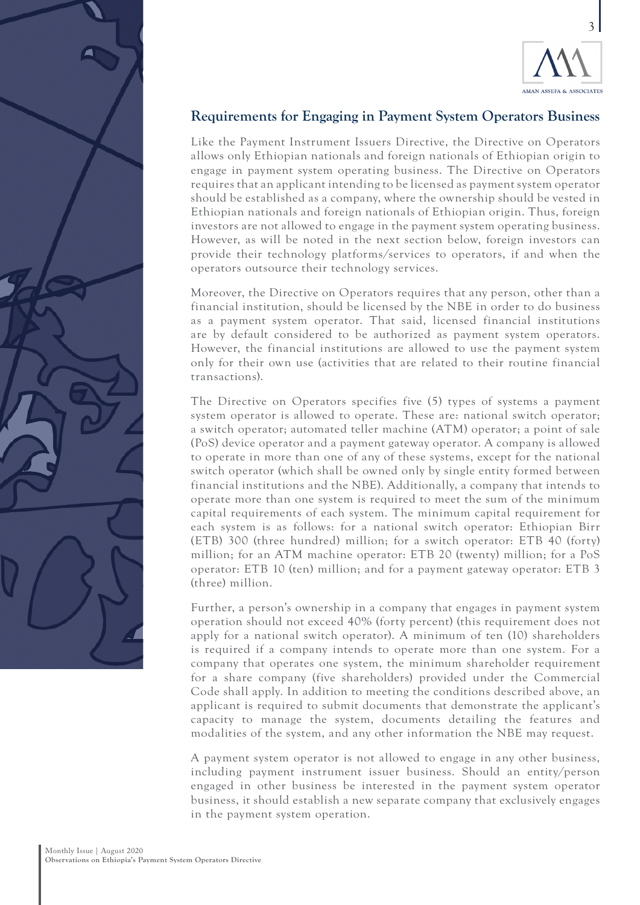## Requirements for Engaging in Payment System Operators Business

Like the Payment Instrument Issuers Directive, the Directive on Operators allows only Ethiopian nationals and foreign nationals of Ethiopian origin to engage in payment system operating business. The Directive on Operators requires that an applicant intending to be licensed as payment system operator should be established as a company, where the ownership should be vested in Ethiopian nationals and foreign nationals of Ethiopian origin. Thus, foreign investors are not allowed to engage in the payment system operating business. However, as will be noted in the next section below, foreign investors can provide their technology platforms/services to operators, if and when the operators outsource their technology services.

Moreover, the Directive on Operators requires that any person, other than a financial institution, should be licensed by the NBE in order to do business as a payment system operator. That said, licensed financial institutions are by default considered to be authorized as payment system operators. However, the financial institutions are allowed to use the payment system only for their own use (activities that are related to their routine financial transactions).

The Directive on Operators specifies five (5) types of systems a payment system operator is allowed to operate. These are: national switch operator; a switch operator; automated teller machine (ATM) operator; a point of sale (PoS) device operator and a payment gateway operator. A company is allowed to operate in more than one of any of these systems, except for the national switch operator (which shall be owned only by single entity formed between financial institutions and the NBE). Additionally, a company that intends to operate more than one system is required to meet the sum of the minimum capital requirements of each system. The minimum capital requirement for each system is as follows: for a national switch operator: Ethiopian Birr (ETB) 300 (three hundred) million; for a switch operator: ETB 40 (forty) million; for an ATM machine operator: ETB 20 (twenty) million; for a PoS operator: ETB 10 (ten) million; and for a payment gateway operator: ETB 3 (three) million.

Further, a person's ownership in a company that engages in payment system operation should not exceed 40% (forty percent) (this requirement does not apply for a national switch operator). A minimum of ten (10) shareholders is required if a company intends to operate more than one system. For a company that operates one system, the minimum shareholder requirement for a share company (five shareholders) provided under the Commercial Code shall apply. In addition to meeting the conditions described above, an applicant is required to submit documents that demonstrate the applicant's capacity to manage the system, documents detailing the features and modalities of the system, and any other information the NBE may request.

A payment system operator is not allowed to engage in any other business, including payment instrument issuer business. Should an entity/person engaged in other business be interested in the payment system operator business, it should establish a new separate company that exclusively engages in the payment system operation.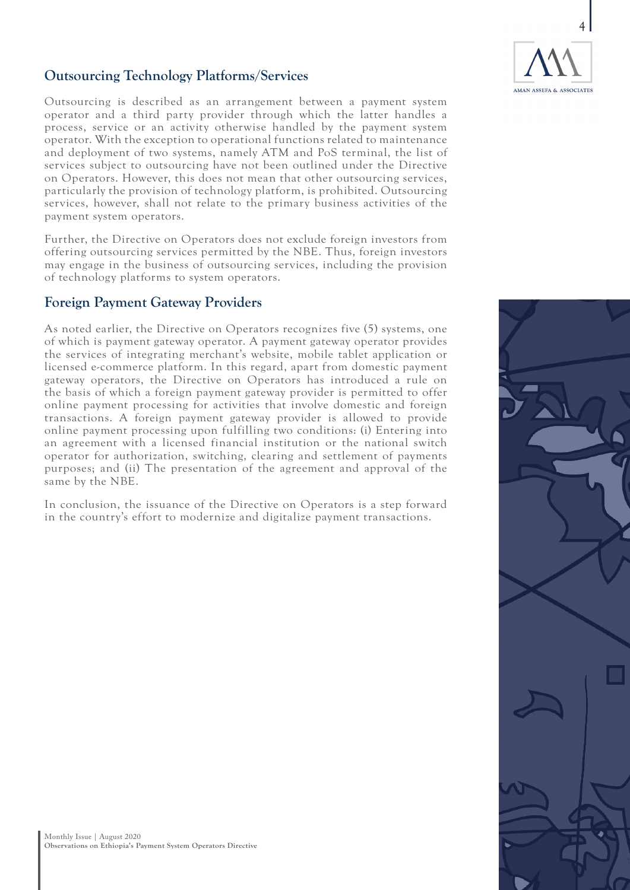## Outsourcing Technology Platforms/Services

Outsourcing is described as an arrangement between a payment system operator and a third party provider through which the latter handles a process, service or an activity otherwise handled by the payment system operator. With the exception to operational functions related to maintenance and deployment of two systems, namely ATM and PoS terminal, the list of services subject to outsourcing have not been outlined under the Directive on Operators. However, this does not mean that other outsourcing services, particularly the provision of technology platform, is prohibited. Outsourcing services, however, shall not relate to the primary business activities of the payment system operators.

Further, the Directive on Operators does not exclude foreign investors from offering outsourcing services permitted by the NBE. Thus, foreign investors may engage in the business of outsourcing services, including the provision of technology platforms to system operators.

## Foreign Payment Gateway Providers

As noted earlier, the Directive on Operators recognizes five (5) systems, one of which is payment gateway operator. A payment gateway operator provides the services of integrating merchant's website, mobile tablet application or licensed e-commerce platform. In this regard, apart from domestic payment gateway operators, the Directive on Operators has introduced a rule on the basis of which a foreign payment gateway provider is permitted to offer online payment processing for activities that involve domestic and foreign transactions. A foreign payment gateway provider is allowed to provide online payment processing upon fulfilling two conditions: (i) Entering into an agreement with a licensed financial institution or the national switch operator for authorization, switching, clearing and settlement of payments purposes; and (ii) The presentation of the agreement and approval of the same by the NBE.

In conclusion, the issuance of the Directive on Operators is a step forward in the country's effort to modernize and digitalize payment transactions.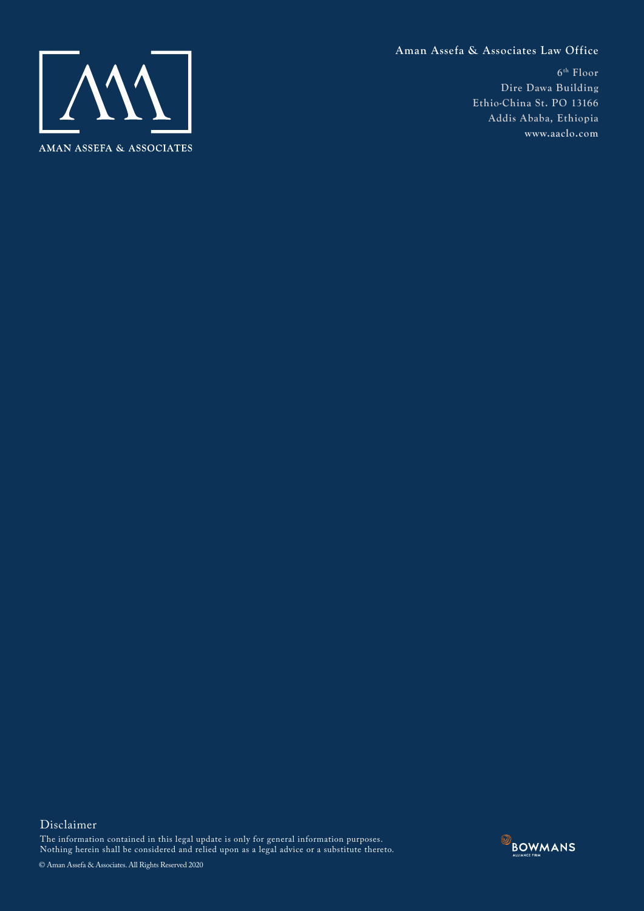AMAN ASSEFA & ASSOCIATES

**Aman Assefa & Associates Law Office**

6th Floor
Dire Dawa Building
Ethio-China St. PO 13166
Addis Ababa, Ethiopia
www.aaclo.com

Disclaimer

The information contained in this legal update is only for general information purposes. Nothing herein shall be considered and relied upon as a legal advice or a substitute thereto.

© Aman Assefa & Associates. All Rights Reserved 2020

BOWMANS
ALLIANCE FIRM